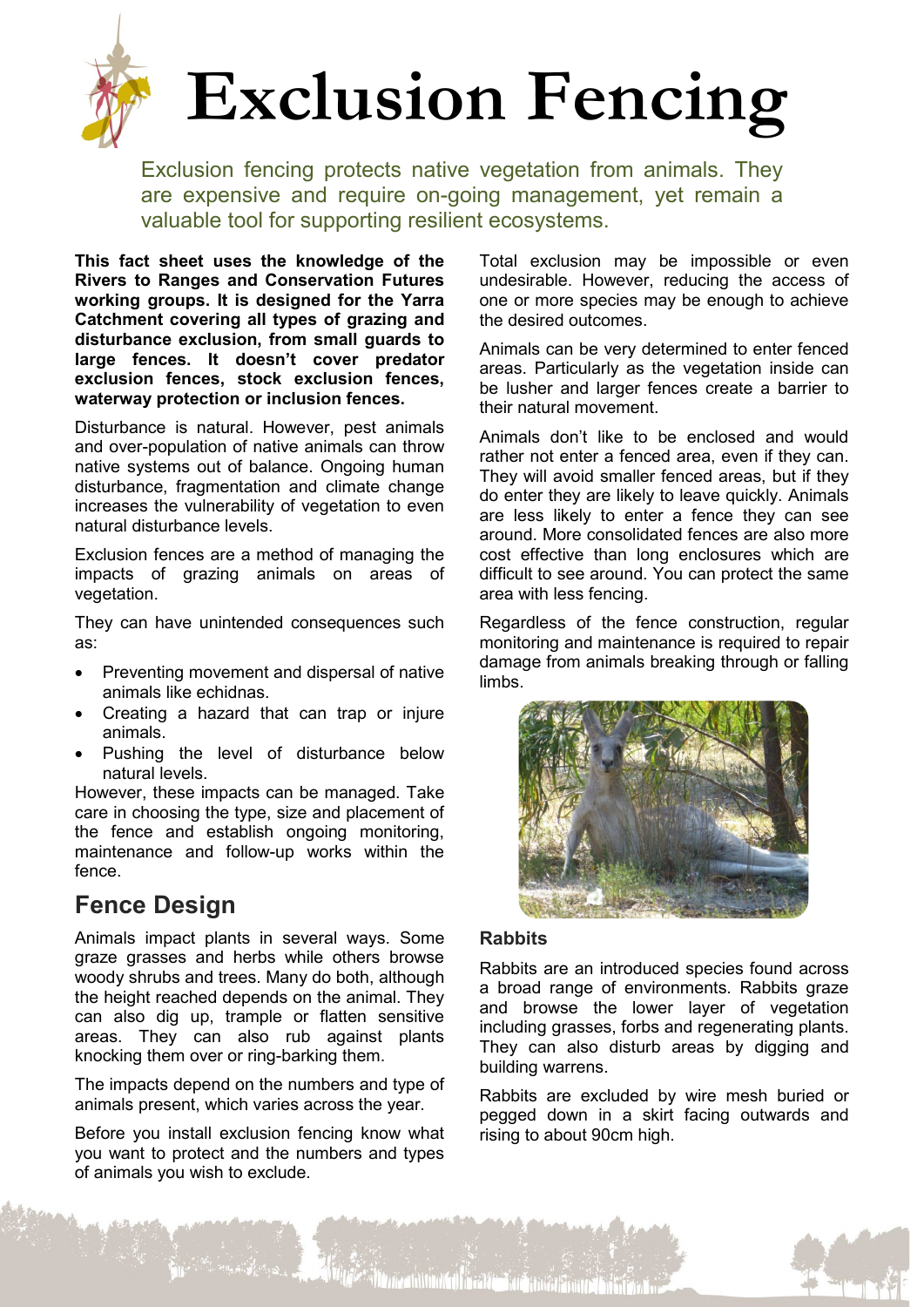# Exclusion Fencing

Exclusion fencing protects native vegetation from animals. They are expensive and require on-going management, yet remain a valuable tool for supporting resilient ecosystems.

**This fact sheet uses the knowledge of the Rivers to Ranges and Conservation Futures working groups. It is designed for the Yarra Catchment covering all types of grazing and disturbance exclusion, from small guards to large fences. It doesn't cover predator exclusion fences, stock exclusion fences, waterway protection or inclusion fences.**

Disturbance is natural. However, pest animals and over-population of native animals can throw native systems out of balance. Ongoing human disturbance, fragmentation and climate change increases the vulnerability of vegetation to even natural disturbance levels.

Exclusion fences are a method of managing the impacts of grazing animals on areas of vegetation.

They can have unintended consequences such as:

- Preventing movement and dispersal of native animals like echidnas.
- Creating a hazard that can trap or injure animals.
- Pushing the level of disturbance below natural levels.

However, these impacts can be managed. Take care in choosing the type, size and placement of the fence and establish ongoing monitoring, maintenance and follow-up works within the fence.

## Fence Design

Animals impact plants in several ways. Some graze grasses and herbs while others browse woody shrubs and trees. Many do both, although the height reached depends on the animal. They can also dig up, trample or flatten sensitive areas. They can also rub against plants knocking them over or ring-barking them.

The impacts depend on the numbers and type of animals present, which varies across the year.

Before you install exclusion fencing know what you want to protect and the numbers and types of animals you wish to exclude.

Total exclusion may be impossible or even undesirable. However, reducing the access of one or more species may be enough to achieve the desired outcomes.

Animals can be very determined to enter fenced areas. Particularly as the vegetation inside can be lusher and larger fences create a barrier to their natural movement.

Animals don't like to be enclosed and would rather not enter a fenced area, even if they can. They will avoid smaller fenced areas, but if they do enter they are likely to leave quickly. Animals are less likely to enter a fence they can see around. More consolidated fences are also more cost effective than long enclosures which are difficult to see around. You can protect the same area with less fencing.

Regardless of the fence construction, regular monitoring and maintenance is required to repair damage from animals breaking through or falling limbs.

### Rabbits

Rabbits are an introduced species found across a broad range of environments. Rabbits graze and browse the lower layer of vegetation including grasses, forbs and regenerating plants. They can also disturb areas by digging and building warrens.

Rabbits are excluded by wire mesh buried or pegged down in a skirt facing outwards and rising to about 90cm high.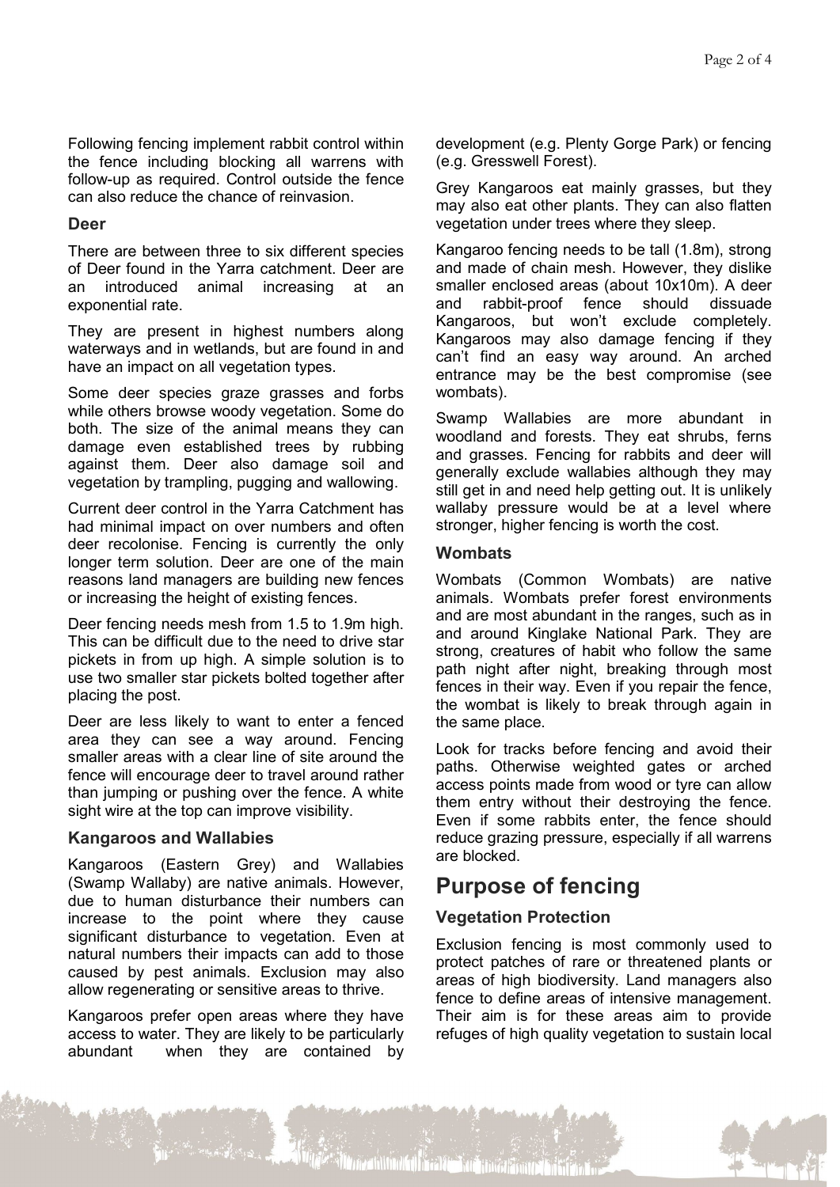Following fencing implement rabbit control within the fence including blocking all warrens with follow-up as required. Control outside the fence can also reduce the chance of reinvasion.

### Deer

There are between three to six different species of Deer found in the Yarra catchment. Deer are an introduced animal increasing at an exponential rate.

They are present in highest numbers along waterways and in wetlands, but are found in and have an impact on all vegetation types.

Some deer species graze grasses and forbs while others browse woody vegetation. Some do both. The size of the animal means they can damage even established trees by rubbing against them. Deer also damage soil and vegetation by trampling, pugging and wallowing.

Current deer control in the Yarra Catchment has had minimal impact on over numbers and often deer recolonise. Fencing is currently the only longer term solution. Deer are one of the main reasons land managers are building new fences or increasing the height of existing fences.

Deer fencing needs mesh from 1.5 to 1.9m high. This can be difficult due to the need to drive star pickets in from up high. A simple solution is to use two smaller star pickets bolted together after placing the post.

Deer are less likely to want to enter a fenced area they can see a way around. Fencing smaller areas with a clear line of site around the fence will encourage deer to travel around rather than jumping or pushing over the fence. A white sight wire at the top can improve visibility.

### Kangaroos and Wallabies

Kangaroos (Eastern Grey) and Wallabies (Swamp Wallaby) are native animals. However, due to human disturbance their numbers can increase to the point where they cause significant disturbance to vegetation. Even at natural numbers their impacts can add to those caused by pest animals. Exclusion may also allow regenerating or sensitive areas to thrive.

Kangaroos prefer open areas where they have access to water. They are likely to be particularly abundant when they are contained by development (e.g. Plenty Gorge Park) or fencing (e.g. Gresswell Forest).

Grey Kangaroos eat mainly grasses, but they may also eat other plants. They can also flatten vegetation under trees where they sleep.

Kangaroo fencing needs to be tall (1.8m), strong and made of chain mesh. However, they dislike smaller enclosed areas (about 10x10m). A deer and rabbit-proof fence should dissuade Kangaroos, but won't exclude completely. Kangaroos may also damage fencing if they can't find an easy way around. An arched entrance may be the best compromise (see wombats).

Swamp Wallabies are more abundant in woodland and forests. They eat shrubs, ferns and grasses. Fencing for rabbits and deer will generally exclude wallabies although they may still get in and need help getting out. It is unlikely wallaby pressure would be at a level where stronger, higher fencing is worth the cost.

### Wombats

Wombats (Common Wombats) are native animals. Wombats prefer forest environments and are most abundant in the ranges, such as in and around Kinglake National Park. They are strong, creatures of habit who follow the same path night after night, breaking through most fences in their way. Even if you repair the fence, the wombat is likely to break through again in the same place.

Look for tracks before fencing and avoid their paths. Otherwise weighted gates or arched access points made from wood or tyre can allow them entry without their destroying the fence. Even if some rabbits enter, the fence should reduce grazing pressure, especially if all warrens are blocked.

## Purpose of fencing

### Vegetation Protection

Exclusion fencing is most commonly used to protect patches of rare or threatened plants or areas of high biodiversity. Land managers also fence to define areas of intensive management. Their aim is for these areas aim to provide refuges of high quality vegetation to sustain local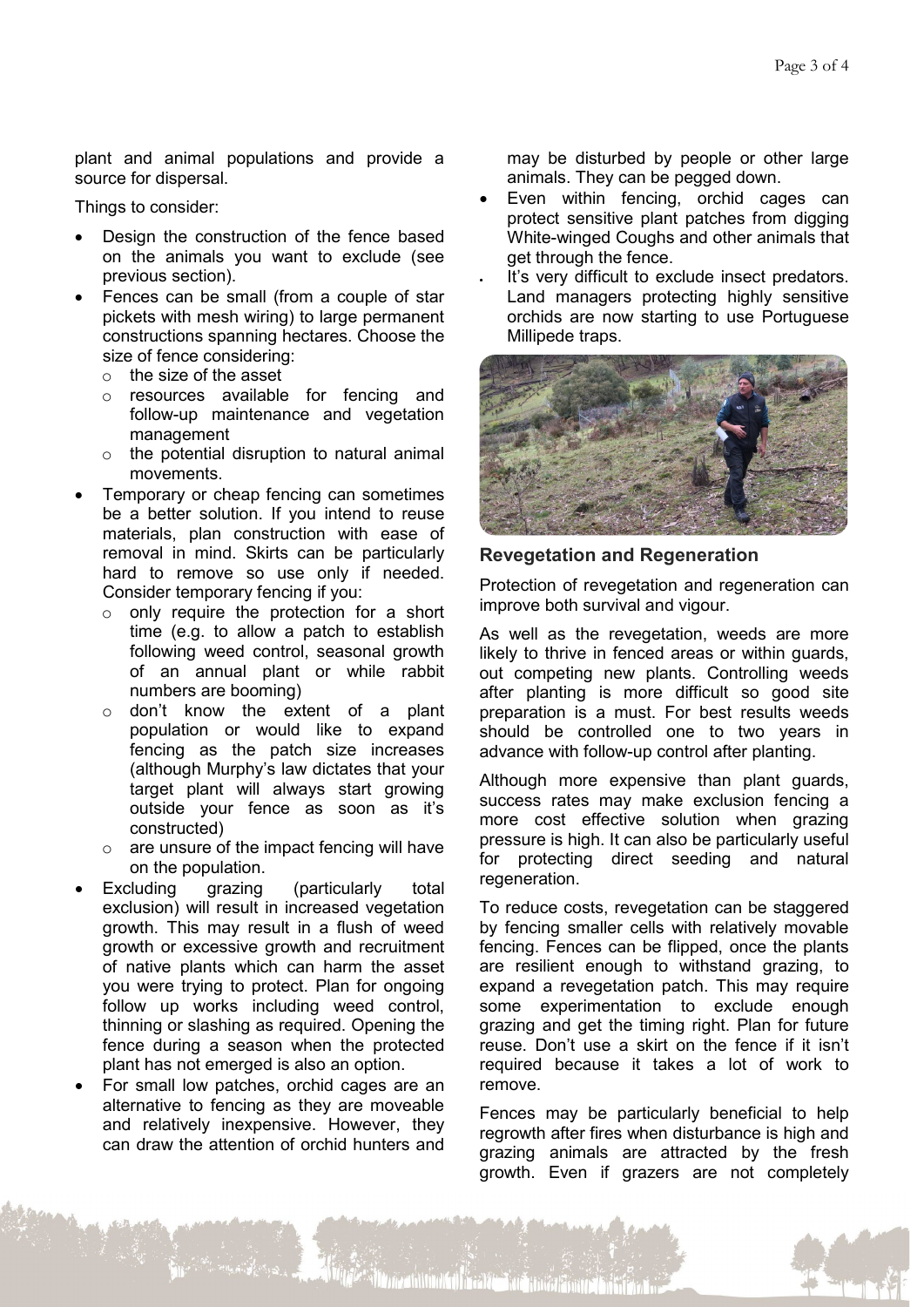plant and animal populations and provide a source for dispersal.

Things to consider:

- Design the construction of the fence based on the animals you want to exclude (see previous section).
- Fences can be small (from a couple of star pickets with mesh wiring) to large permanent constructions spanning hectares. Choose the size of fence considering:
  - the size of the asset
  - resources available for fencing and follow-up maintenance and vegetation management
  - the potential disruption to natural animal movements.
- Temporary or cheap fencing can sometimes be a better solution. If you intend to reuse materials, plan construction with ease of removal in mind. Skirts can be particularly hard to remove so use only if needed. Consider temporary fencing if you:
  - only require the protection for a short time (e.g. to allow a patch to establish following weed control, seasonal growth of an annual plant or while rabbit numbers are booming)
  - don't know the extent of a plant population or would like to expand fencing as the patch size increases (although Murphy's law dictates that your target plant will always start growing outside your fence as soon as it's constructed)
  - are unsure of the impact fencing will have on the population.
- Excluding grazing (particularly total exclusion) will result in increased vegetation growth. This may result in a flush of weed growth or excessive growth and recruitment of native plants which can harm the asset you were trying to protect. Plan for ongoing follow up works including weed control, thinning or slashing as required. Opening the fence during a season when the protected plant has not emerged is also an option.
- For small low patches, orchid cages are an alternative to fencing as they are moveable and relatively inexpensive. However, they can draw the attention of orchid hunters and may be disturbed by people or other large animals. They can be pegged down.
- Even within fencing, orchid cages can protect sensitive plant patches from digging White-winged Coughs and other animals that get through the fence.
- It's very difficult to exclude insect predators. Land managers protecting highly sensitive orchids are now starting to use Portuguese Millipede traps.

## Revegetation and Regeneration

Protection of revegetation and regeneration can improve both survival and vigour.

As well as the revegetation, weeds are more likely to thrive in fenced areas or within guards, out competing new plants. Controlling weeds after planting is more difficult so good site preparation is a must. For best results weeds should be controlled one to two years in advance with follow-up control after planting.

Although more expensive than plant guards, success rates may make exclusion fencing a more cost effective solution when grazing pressure is high. It can also be particularly useful for protecting direct seeding and natural regeneration.

To reduce costs, revegetation can be staggered by fencing smaller cells with relatively movable fencing. Fences can be flipped, once the plants are resilient enough to withstand grazing, to expand a revegetation patch. This may require some experimentation to exclude enough grazing and get the timing right. Plan for future reuse. Don't use a skirt on the fence if it isn't required because it takes a lot of work to remove.

Fences may be particularly beneficial to help regrowth after fires when disturbance is high and grazing animals are attracted by the fresh growth. Even if grazers are not completely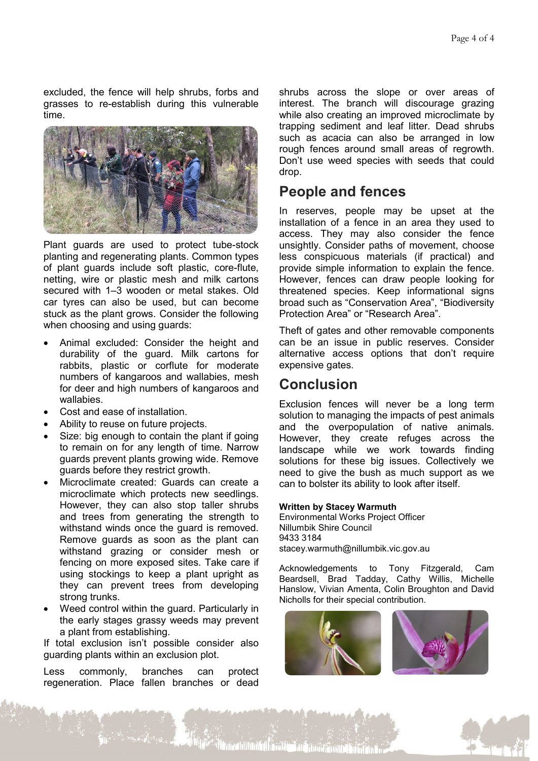excluded, the fence will help shrubs, forbs and grasses to re-establish during this vulnerable time.

Plant guards are used to protect tube-stock planting and regenerating plants. Common types of plant guards include soft plastic, core-flute, netting, wire or plastic mesh and milk cartons secured with 1–3 wooden or metal stakes. Old car tyres can also be used, but can become stuck as the plant grows. Consider the following when choosing and using guards:

- Animal excluded: Consider the height and durability of the guard. Milk cartons for rabbits, plastic or corflute for moderate numbers of kangaroos and wallabies, mesh for deer and high numbers of kangaroos and wallabies.
- Cost and ease of installation.
- Ability to reuse on future projects.
- Size: big enough to contain the plant if going to remain on for any length of time. Narrow guards prevent plants growing wide. Remove guards before they restrict growth.
- Microclimate created: Guards can create a microclimate which protects new seedlings. However, they can also stop taller shrubs and trees from generating the strength to withstand winds once the guard is removed. Remove guards as soon as the plant can withstand grazing or consider mesh or fencing on more exposed sites. Take care if using stockings to keep a plant upright as they can prevent trees from developing strong trunks.
- Weed control within the guard. Particularly in the early stages grassy weeds may prevent a plant from establishing.

If total exclusion isn't possible consider also guarding plants within an exclusion plot.

Less commonly, branches can protect regeneration. Place fallen branches or dead shrubs across the slope or over areas of interest. The branch will discourage grazing while also creating an improved microclimate by trapping sediment and leaf litter. Dead shrubs such as acacia can also be arranged in low rough fences around small areas of regrowth. Don't use weed species with seeds that could drop.

## People and fences

In reserves, people may be upset at the installation of a fence in an area they used to access. They may also consider the fence unsightly. Consider paths of movement, choose less conspicuous materials (if practical) and provide simple information to explain the fence. However, fences can draw people looking for threatened species. Keep informational signs broad such as "Conservation Area", "Biodiversity Protection Area" or "Research Area".

Theft of gates and other removable components can be an issue in public reserves. Consider alternative access options that don't require expensive gates.

## Conclusion

Exclusion fences will never be a long term solution to managing the impacts of pest animals and the overpopulation of native animals. However, they create refuges across the landscape while we work towards finding solutions for these big issues. Collectively we need to give the bush as much support as we can to bolster its ability to look after itself.

**Written by Stacey Warmuth**
Environmental Works Project Officer
Nillumbik Shire Council
9433 3184
stacey.warmuth@nillumbik.vic.gov.au

Acknowledgements to Tony Fitzgerald, Cam Beardsell, Brad Tadday, Cathy Willis, Michelle Hanslow, Vivian Amenta, Colin Broughton and David Nicholls for their special contribution.